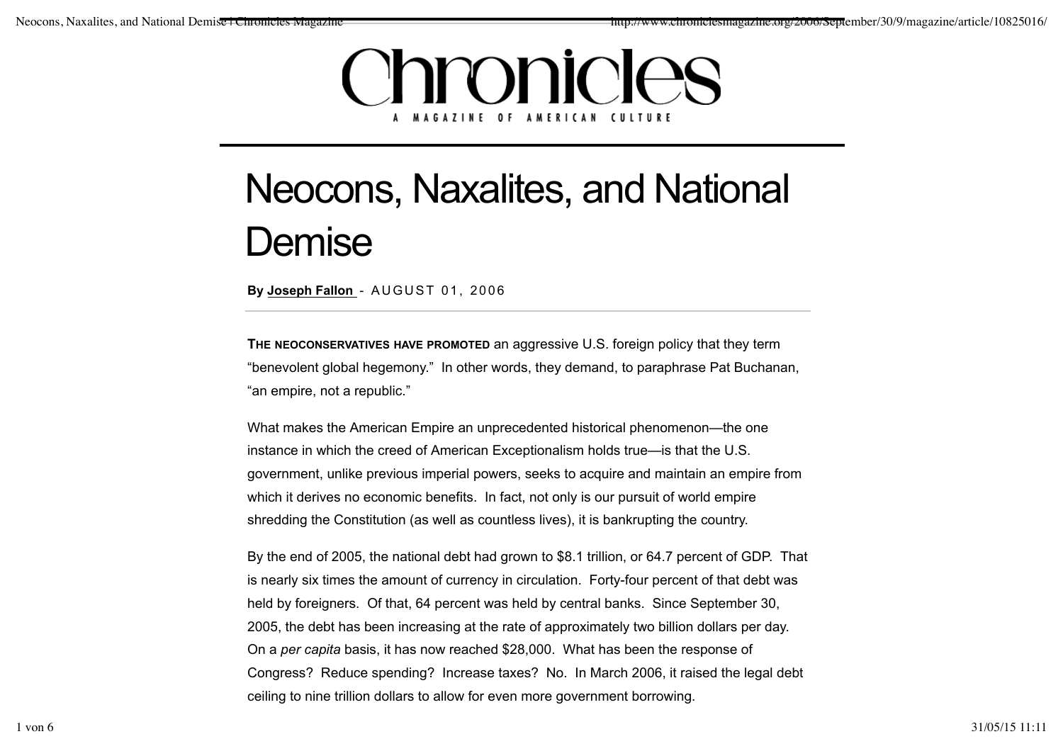# Chronicles

A MAGAZINE OF AMERICAN CULTURE

# Neocons, Naxalites, and National Demise

**By Joseph Fallon** - AUGUST 01, 2006

**The neoconservatives have promoted** an aggressive U.S. foreign policy that they term "benevolent global hegemony." In other words, they demand, to paraphrase Pat Buchanan, "an empire, not a republic."

What makes the American Empire an unprecedented historical phenomenon—the one instance in which the creed of American Exceptionalism holds true—is that the U.S. government, unlike previous imperial powers, seeks to acquire and maintain an empire from which it derives no economic benefits. In fact, not only is our pursuit of world empire shredding the Constitution (as well as countless lives), it is bankrupting the country.

By the end of 2005, the national debt had grown to $8.1 trillion, or 64.7 percent of GDP. That is nearly six times the amount of currency in circulation. Forty-four percent of that debt was held by foreigners. Of that, 64 percent was held by central banks. Since September 30, 2005, the debt has been increasing at the rate of approximately two billion dollars per day. On a *per capita* basis, it has now reached $28,000. What has been the response of Congress? Reduce spending? Increase taxes? No. In March 2006, it raised the legal debt ceiling to nine trillion dollars to allow for even more government borrowing.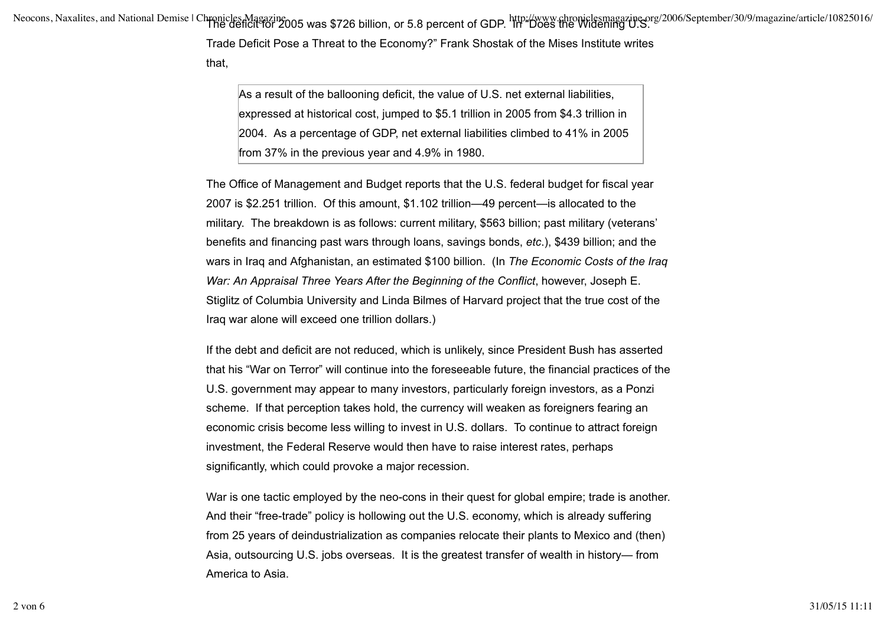The deficit for 2005 was $726 billion, or 5.8 percent of GDP. In "Does the Widening U.S. Trade Deficit Pose a Threat to the Economy?" Frank Shostak of the Mises Institute writes that,

> As a result of the ballooning deficit, the value of U.S. net external liabilities, expressed at historical cost, jumped to $5.1 trillion in 2005 from $4.3 trillion in 2004. As a percentage of GDP, net external liabilities climbed to 41% in 2005 from 37% in the previous year and 4.9% in 1980.

The Office of Management and Budget reports that the U.S. federal budget for fiscal year 2007 is $2.251 trillion. Of this amount, $1.102 trillion—49 percent—is allocated to the military. The breakdown is as follows: current military, $563 billion; past military (veterans' benefits and financing past wars through loans, savings bonds, *etc*.), $439 billion; and the wars in Iraq and Afghanistan, an estimated $100 billion. (In *The Economic Costs of the Iraq War: An Appraisal Three Years After the Beginning of the Conflict*, however, Joseph E. Stiglitz of Columbia University and Linda Bilmes of Harvard project that the true cost of the Iraq war alone will exceed one trillion dollars.)

If the debt and deficit are not reduced, which is unlikely, since President Bush has asserted that his "War on Terror" will continue into the foreseeable future, the financial practices of the U.S. government may appear to many investors, particularly foreign investors, as a Ponzi scheme. If that perception takes hold, the currency will weaken as foreigners fearing an economic crisis become less willing to invest in U.S. dollars. To continue to attract foreign investment, the Federal Reserve would then have to raise interest rates, perhaps significantly, which could provoke a major recession.

War is one tactic employed by the neo-cons in their quest for global empire; trade is another. And their "free-trade" policy is hollowing out the U.S. economy, which is already suffering from 25 years of deindustrialization as companies relocate their plants to Mexico and (then) Asia, outsourcing U.S. jobs overseas. It is the greatest transfer of wealth in history— from America to Asia.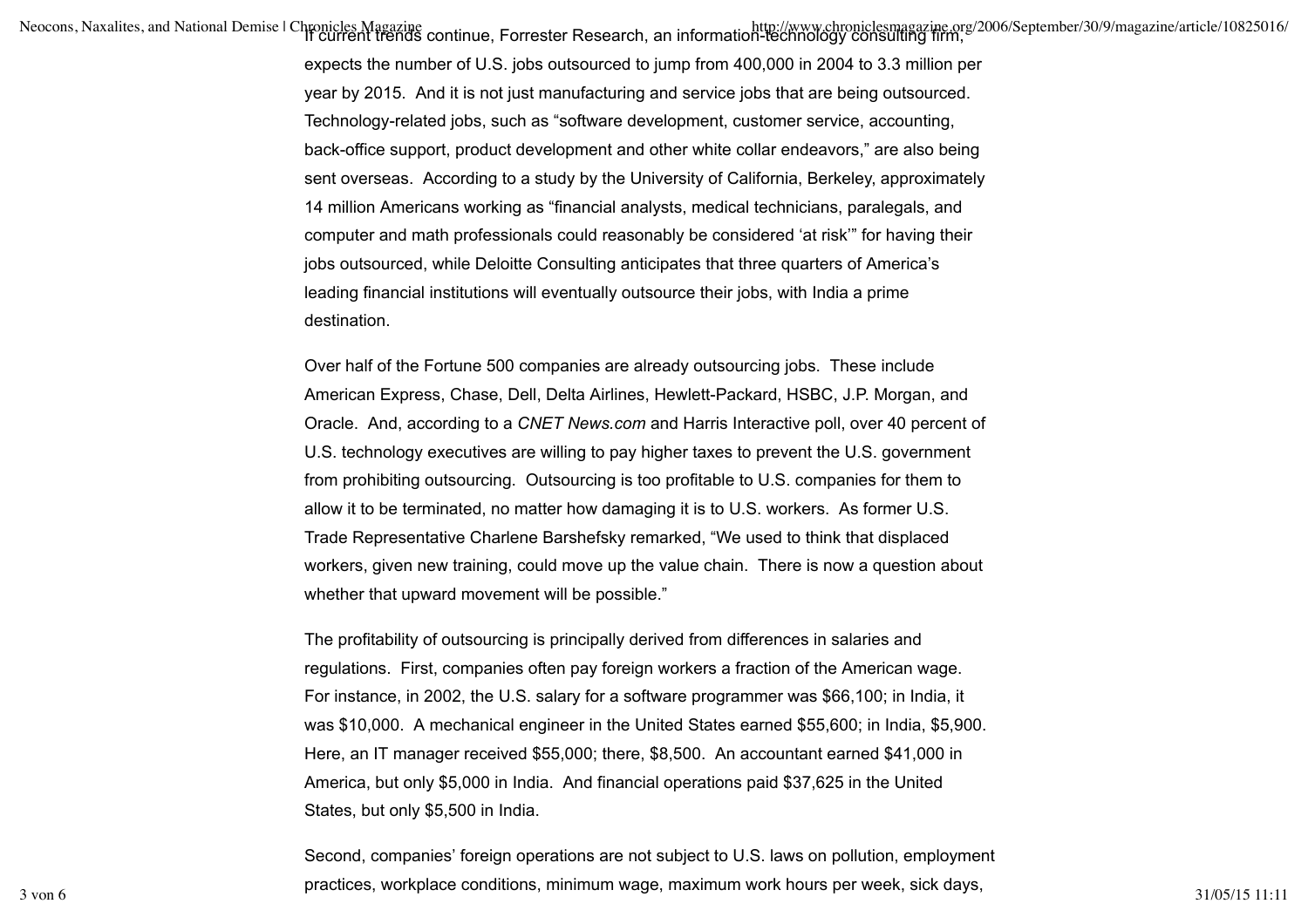If current trends continue, Forrester Research, an information-technology consulting firm, expects the number of U.S. jobs outsourced to jump from 400,000 in 2004 to 3.3 million per year by 2015. And it is not just manufacturing and service jobs that are being outsourced. Technology-related jobs, such as "software development, customer service, accounting, back-office support, product development and other white collar endeavors," are also being sent overseas. According to a study by the University of California, Berkeley, approximately 14 million Americans working as "financial analysts, medical technicians, paralegals, and computer and math professionals could reasonably be considered 'at risk'" for having their jobs outsourced, while Deloitte Consulting anticipates that three quarters of America's leading financial institutions will eventually outsource their jobs, with India a prime destination.

Over half of the Fortune 500 companies are already outsourcing jobs. These include American Express, Chase, Dell, Delta Airlines, Hewlett-Packard, HSBC, J.P. Morgan, and Oracle. And, according to a *CNET News.com* and Harris Interactive poll, over 40 percent of U.S. technology executives are willing to pay higher taxes to prevent the U.S. government from prohibiting outsourcing. Outsourcing is too profitable to U.S. companies for them to allow it to be terminated, no matter how damaging it is to U.S. workers. As former U.S. Trade Representative Charlene Barshefsky remarked, "We used to think that displaced workers, given new training, could move up the value chain. There is now a question about whether that upward movement will be possible."

The profitability of outsourcing is principally derived from differences in salaries and regulations. First, companies often pay foreign workers a fraction of the American wage. For instance, in 2002, the U.S. salary for a software programmer was $66,100; in India, it was $10,000. A mechanical engineer in the United States earned $55,600; in India, $5,900. Here, an IT manager received $55,000; there, $8,500. An accountant earned $41,000 in America, but only $5,000 in India. And financial operations paid $37,625 in the United States, but only $5,500 in India.

Second, companies' foreign operations are not subject to U.S. laws on pollution, employment practices, workplace conditions, minimum wage, maximum work hours per week, sick days,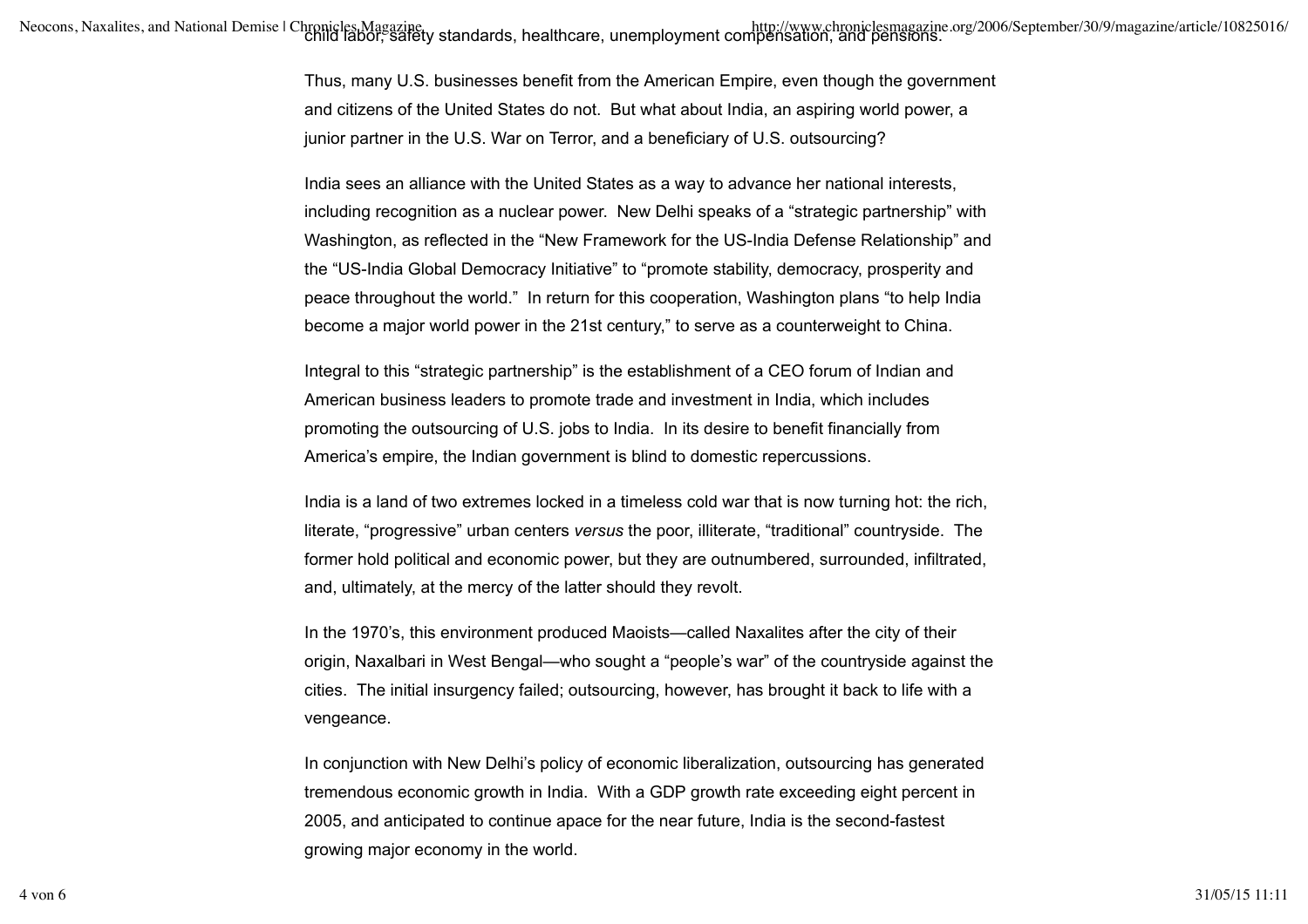child labor, safety standards, healthcare, unemployment compensation, and pensions.

Thus, many U.S. businesses benefit from the American Empire, even though the government and citizens of the United States do not. But what about India, an aspiring world power, a junior partner in the U.S. War on Terror, and a beneficiary of U.S. outsourcing?

India sees an alliance with the United States as a way to advance her national interests, including recognition as a nuclear power. New Delhi speaks of a "strategic partnership" with Washington, as reflected in the "New Framework for the US-India Defense Relationship" and the "US-India Global Democracy Initiative" to "promote stability, democracy, prosperity and peace throughout the world." In return for this cooperation, Washington plans "to help India become a major world power in the 21st century," to serve as a counterweight to China.

Integral to this "strategic partnership" is the establishment of a CEO forum of Indian and American business leaders to promote trade and investment in India, which includes promoting the outsourcing of U.S. jobs to India. In its desire to benefit financially from America's empire, the Indian government is blind to domestic repercussions.

India is a land of two extremes locked in a timeless cold war that is now turning hot: the rich, literate, "progressive" urban centers *versus* the poor, illiterate, "traditional" countryside. The former hold political and economic power, but they are outnumbered, surrounded, infiltrated, and, ultimately, at the mercy of the latter should they revolt.

In the 1970's, this environment produced Maoists—called Naxalites after the city of their origin, Naxalbari in West Bengal—who sought a "people's war" of the countryside against the cities. The initial insurgency failed; outsourcing, however, has brought it back to life with a vengeance.

In conjunction with New Delhi's policy of economic liberalization, outsourcing has generated tremendous economic growth in India. With a GDP growth rate exceeding eight percent in 2005, and anticipated to continue apace for the near future, India is the second-fastest growing major economy in the world.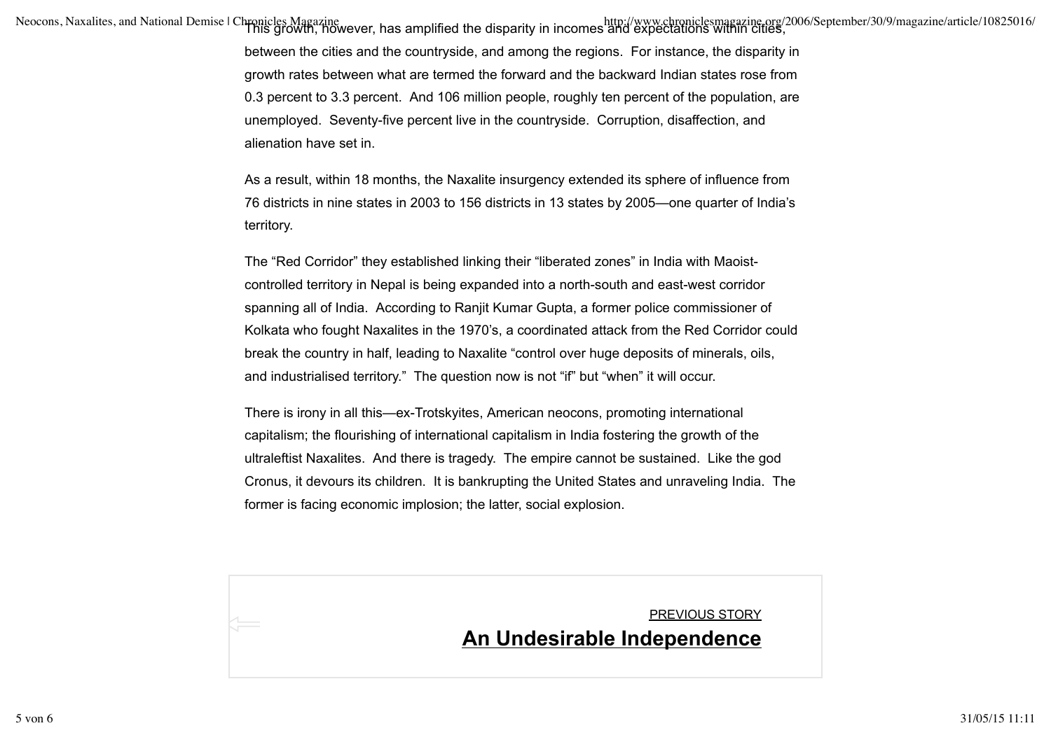This growth, however, has amplified the disparity in incomes and expectations within cities, between the cities and the countryside, and among the regions. For instance, the disparity in growth rates between what are termed the forward and the backward Indian states rose from 0.3 percent to 3.3 percent. And 106 million people, roughly ten percent of the population, are unemployed. Seventy-five percent live in the countryside. Corruption, disaffection, and alienation have set in.

As a result, within 18 months, the Naxalite insurgency extended its sphere of influence from 76 districts in nine states in 2003 to 156 districts in 13 states by 2005—one quarter of India's territory.

The "Red Corridor" they established linking their "liberated zones" in India with Maoist-controlled territory in Nepal is being expanded into a north-south and east-west corridor spanning all of India. According to Ranjit Kumar Gupta, a former police commissioner of Kolkata who fought Naxalites in the 1970's, a coordinated attack from the Red Corridor could break the country in half, leading to Naxalite "control over huge deposits of minerals, oils, and industrialised territory." The question now is not "if" but "when" it will occur.

There is irony in all this—ex-Trotskyites, American neocons, promoting international capitalism; the flourishing of international capitalism in India fostering the growth of the ultraleftist Naxalites. And there is tragedy. The empire cannot be sustained. Like the god Cronus, it devours its children. It is bankrupting the United States and unraveling India. The former is facing economic implosion; the latter, social explosion.

PREVIOUS STORY

**An Undesirable Independence**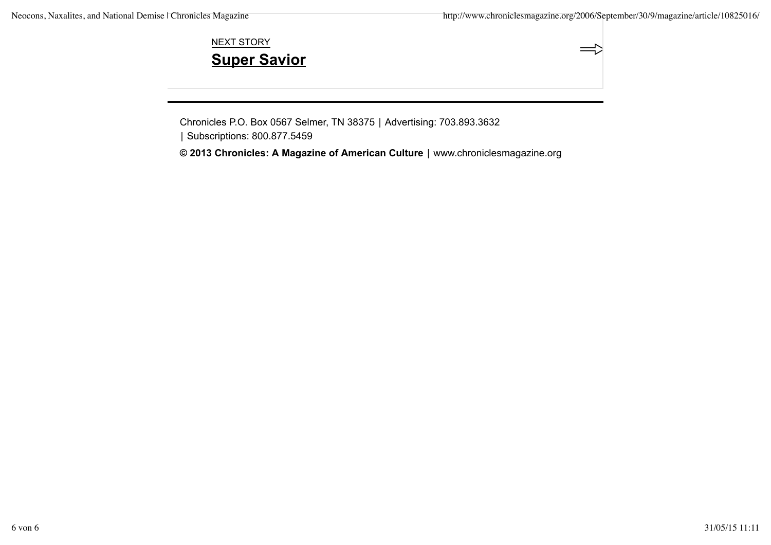NEXT STORY

**Super Savior**

Chronicles P.O. Box 0567 Selmer, TN 38375 | Advertising: 703.893.3632 | Subscriptions: 800.877.5459

**© 2013 Chronicles: A Magazine of American Culture** | www.chroniclesmagazine.org